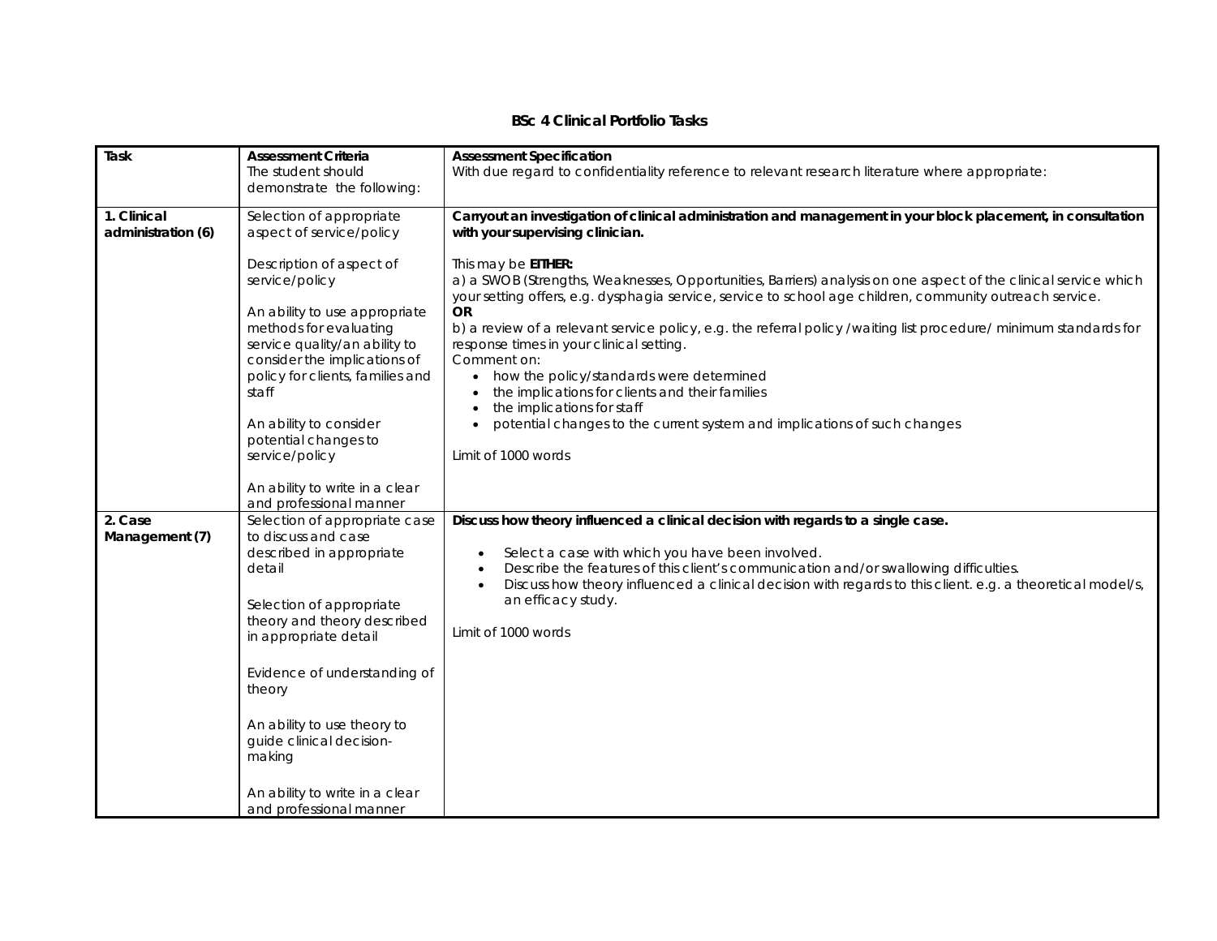# BSc 4 Clinical Portfolio Tasks

| Task | Assessment Criteria<br>The student should demonstrate the following: | Assessment Specification<br>With due regard to confidentiality reference to relevant research literature where appropriate: |
|---|---|---|
| **1. Clinical administration (6)** | Selection of appropriate aspect of service/policy<br><br>Description of aspect of service/policy<br><br>An ability to use appropriate methods for evaluating service quality/an ability to consider the implications of policy for clients, families and staff<br><br>An ability to consider potential changes to service/policy<br><br>An ability to write in a clear and professional manner | **Carryout an investigation of clinical administration and management in your block placement, in consultation with your supervising clinician.**<br><br>This may be **EITHER:**<br>a) a SWOB (Strengths, Weaknesses, Opportunities, Barriers) analysis on one aspect of the clinical service which your setting offers, e.g. dysphagia service, service to school age children, community outreach service.<br>**OR**<br>b) a review of a relevant service policy, e.g. the referral policy /waiting list procedure/ minimum standards for response times in your clinical setting.<br>Comment on:<br>• how the policy/standards were determined<br>• the implications for clients and their families<br>• the implications for staff<br>• potential changes to the current system and implications of such changes<br><br>Limit of 1000 words |
| **2. Case Management (7)** | Selection of appropriate case to discuss and case described in appropriate detail<br><br>Selection of appropriate theory and theory described in appropriate detail<br><br>Evidence of understanding of theory<br><br>An ability to use theory to guide clinical decision-making<br><br>An ability to write in a clear and professional manner | **Discuss how theory influenced a clinical decision with regards to a single case.**<br><br>• Select a case with which you have been involved.<br>• Describe the features of this client's communication and/or swallowing difficulties.<br>• Discuss how theory influenced a clinical decision with regards to this client. e.g. a theoretical model/s, an efficacy study.<br><br>Limit of 1000 words |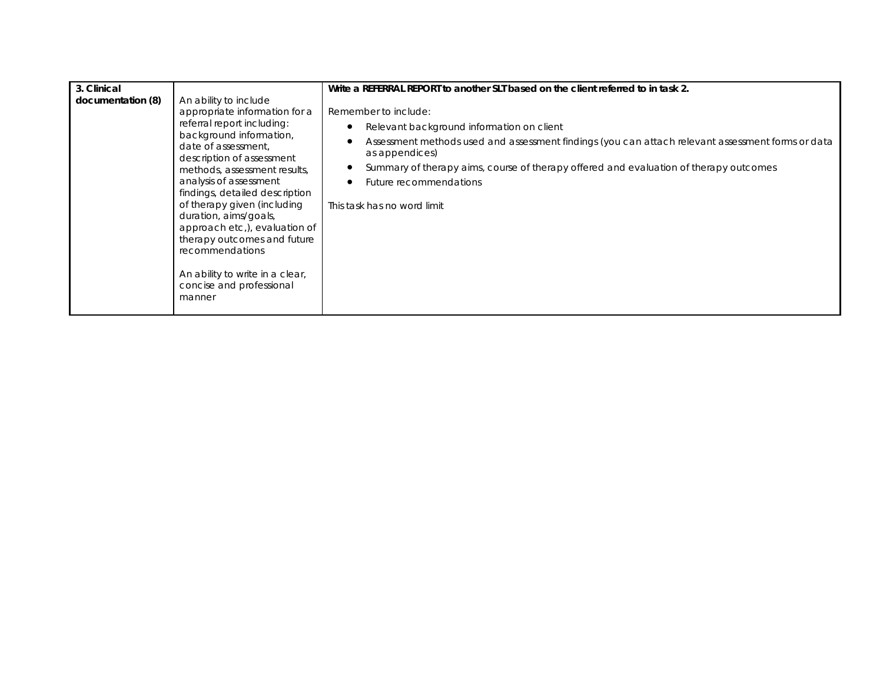| | | |
|---|---|---|
| **3. Clinical documentation (8)** | An ability to include appropriate information for a referral report including: background information, date of assessment, description of assessment methods, assessment results, analysis of assessment findings, detailed description of therapy given (including duration, aims/goals, approach etc,), evaluation of therapy outcomes and future recommendations<br><br>An ability to write in a clear, concise and professional manner | **Write a REFERRAL REPORT to another SLT based on the client referred to in task 2.**<br><br>Remember to include:<br>• Relevant background information on client<br>• Assessment methods used and assessment findings (you can attach relevant assessment forms or data as appendices)<br>• Summary of therapy aims, course of therapy offered and evaluation of therapy outcomes<br>• Future recommendations<br><br>This task has no word limit |